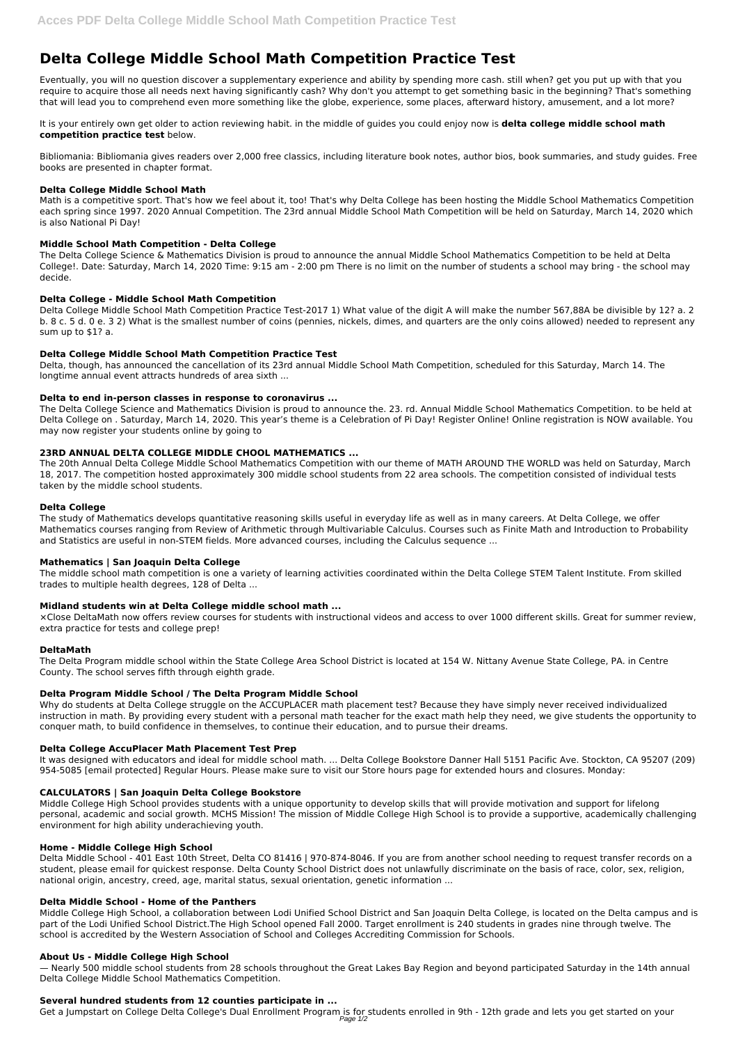# Delta College Middle School Math Competition Practice Test

Eventually, you will no question discover a supplementary experience and ability by spending more cash. still when? get you put up with that you require to acquire those all needs next having significantly cash? Why don't you attempt to get something basic in the beginning? That's something that will lead you to comprehend even more something like the globe, experience, some places, afterward history, amusement, and a lot more?

It is your entirely own get older to action reviewing habit. in the middle of guides you could enjoy now is **delta college middle school math competition practice test** below.

Bibliomania: Bibliomania gives readers over 2,000 free classics, including literature book notes, author bios, book summaries, and study guides. Free books are presented in chapter format.

### Delta College Middle School Math

Math is a competitive sport. That's how we feel about it, too! That's why Delta College has been hosting the Middle School Mathematics Competition each spring since 1997. 2020 Annual Competition. The 23rd annual Middle School Math Competition will be held on Saturday, March 14, 2020 which is also National Pi Day!

### Middle School Math Competition - Delta College

The Delta College Science & Mathematics Division is proud to announce the annual Middle School Mathematics Competition to be held at Delta College!. Date: Saturday, March 14, 2020 Time: 9:15 am - 2:00 pm There is no limit on the number of students a school may bring - the school may decide.

### Delta College - Middle School Math Competition

Delta College Middle School Math Competition Practice Test-2017 1) What value of the digit A will make the number 567,88A be divisible by 12? a. 2 b. 8 c. 5 d. 0 e. 3 2) What is the smallest number of coins (pennies, nickels, dimes, and quarters are the only coins allowed) needed to represent any sum up to $1? a.

### Delta College Middle School Math Competition Practice Test

Delta, though, has announced the cancellation of its 23rd annual Middle School Math Competition, scheduled for this Saturday, March 14. The longtime annual event attracts hundreds of area sixth ...

### Delta to end in-person classes in response to coronavirus ...

The Delta College Science and Mathematics Division is proud to announce the. 23. rd. Annual Middle School Mathematics Competition. to be held at Delta College on . Saturday, March 14, 2020. This year's theme is a Celebration of Pi Day! Register Online! Online registration is NOW available. You may now register your students online by going to

### 23RD ANNUAL DELTA COLLEGE MIDDLE CHOOL MATHEMATICS ...

The 20th Annual Delta College Middle School Mathematics Competition with our theme of MATH AROUND THE WORLD was held on Saturday, March 18, 2017. The competition hosted approximately 300 middle school students from 22 area schools. The competition consisted of individual tests taken by the middle school students.

### Delta College

The study of Mathematics develops quantitative reasoning skills useful in everyday life as well as in many careers. At Delta College, we offer Mathematics courses ranging from Review of Arithmetic through Multivariable Calculus. Courses such as Finite Math and Introduction to Probability and Statistics are useful in non-STEM fields. More advanced courses, including the Calculus sequence ...

### Mathematics | San Joaquin Delta College

The middle school math competition is one a variety of learning activities coordinated within the Delta College STEM Talent Institute. From skilled trades to multiple health degrees, 128 of Delta ...

### Midland students win at Delta College middle school math ...

×Close DeltaMath now offers review courses for students with instructional videos and access to over 1000 different skills. Great for summer review, extra practice for tests and college prep!

### DeltaMath

The Delta Program middle school within the State College Area School District is located at 154 W. Nittany Avenue State College, PA. in Centre County. The school serves fifth through eighth grade.

### Delta Program Middle School / The Delta Program Middle School

Why do students at Delta College struggle on the ACCUPLACER math placement test? Because they have simply never received individualized instruction in math. By providing every student with a personal math teacher for the exact math help they need, we give students the opportunity to conquer math, to build confidence in themselves, to continue their education, and to pursue their dreams.

### Delta College AccuPlacer Math Placement Test Prep

It was designed with educators and ideal for middle school math. ... Delta College Bookstore Danner Hall 5151 Pacific Ave. Stockton, CA 95207 (209) 954-5085 [email protected] Regular Hours. Please make sure to visit our Store hours page for extended hours and closures. Monday:

### CALCULATORS | San Joaquin Delta College Bookstore

Middle College High School provides students with a unique opportunity to develop skills that will provide motivation and support for lifelong personal, academic and social growth. MCHS Mission! The mission of Middle College High School is to provide a supportive, academically challenging environment for high ability underachieving youth.

### Home - Middle College High School

Delta Middle School - 401 East 10th Street, Delta CO 81416 | 970-874-8046. If you are from another school needing to request transfer records on a student, please email for quickest response. Delta County School District does not unlawfully discriminate on the basis of race, color, sex, religion, national origin, ancestry, creed, age, marital status, sexual orientation, genetic information ...

### Delta Middle School - Home of the Panthers

Middle College High School, a collaboration between Lodi Unified School District and San Joaquin Delta College, is located on the Delta campus and is part of the Lodi Unified School District.The High School opened Fall 2000. Target enrollment is 240 students in grades nine through twelve. The school is accredited by the Western Association of School and Colleges Accrediting Commission for Schools.

### About Us - Middle College High School

— Nearly 500 middle school students from 28 schools throughout the Great Lakes Bay Region and beyond participated Saturday in the 14th annual Delta College Middle School Mathematics Competition.

### Several hundred students from 12 counties participate in ...

Get a Jumpstart on College Delta College's Dual Enrollment Program is for students enrolled in 9th - 12th grade and lets you get started on your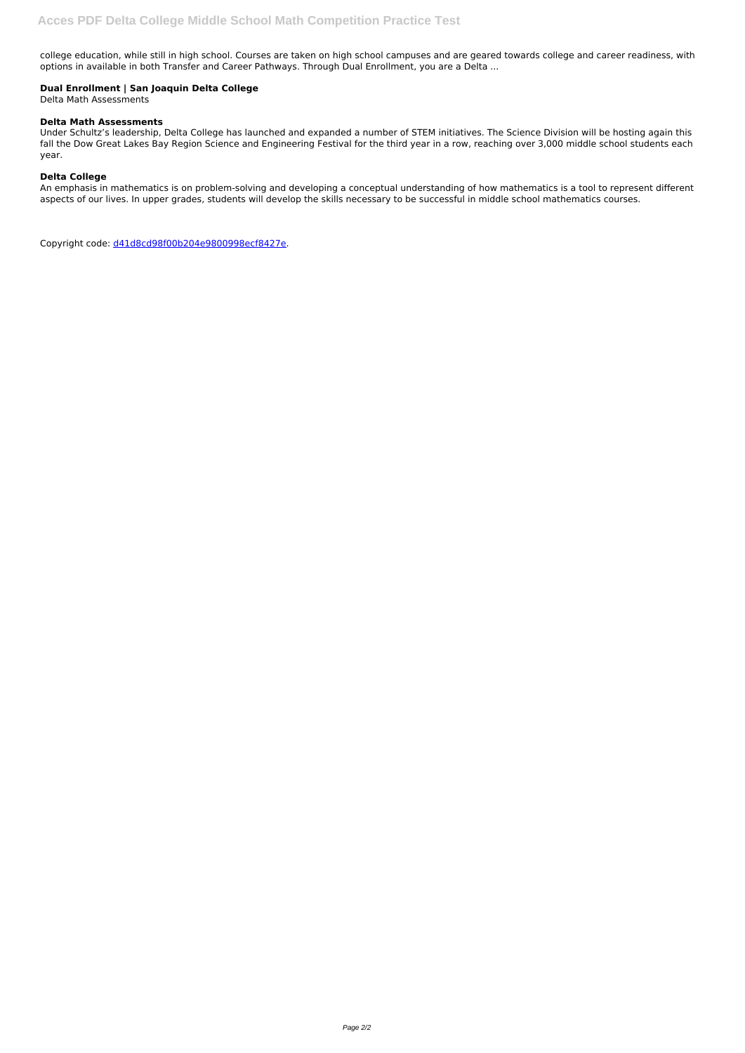college education, while still in high school. Courses are taken on high school campuses and are geared towards college and career readiness, with options in available in both Transfer and Career Pathways. Through Dual Enrollment, you are a Delta ...

**Dual Enrollment | San Joaquin Delta College**
Delta Math Assessments

**Delta Math Assessments**
Under Schultz's leadership, Delta College has launched and expanded a number of STEM initiatives. The Science Division will be hosting again this fall the Dow Great Lakes Bay Region Science and Engineering Festival for the third year in a row, reaching over 3,000 middle school students each year.

**Delta College**
An emphasis in mathematics is on problem-solving and developing a conceptual understanding of how mathematics is a tool to represent different aspects of our lives. In upper grades, students will develop the skills necessary to be successful in middle school mathematics courses.

Copyright code: d41d8cd98f00b204e9800998ecf8427e.